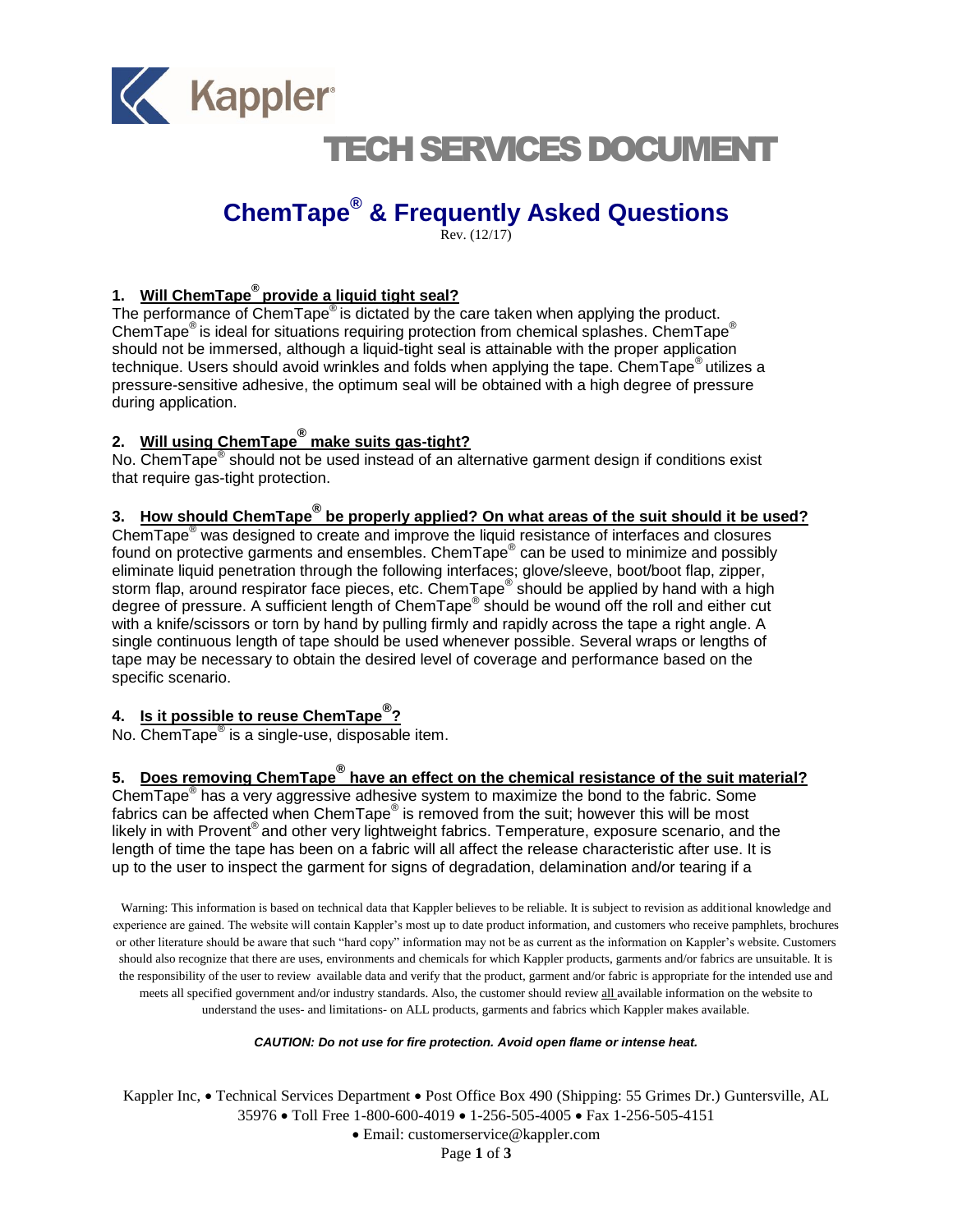# TECH SERVICES DOCUMENT

## ChemTape® & Frequently Asked Questions

Rev. (12/17)

**1. <u>Will ChemTape® provide a liquid tight seal?</u>**

The performance of ChemTape® is dictated by the care taken when applying the product. ChemTape® is ideal for situations requiring protection from chemical splashes. ChemTape® should not be immersed, although a liquid-tight seal is attainable with the proper application technique. Users should avoid wrinkles and folds when applying the tape. ChemTape® utilizes a pressure-sensitive adhesive, the optimum seal will be obtained with a high degree of pressure during application.

**2. <u>Will using ChemTape® make suits gas-tight?</u>**

No. ChemTape® should not be used instead of an alternative garment design if conditions exist that require gas-tight protection.

**3. <u>How should ChemTape® be properly applied? On what areas of the suit should it be used?</u>**

ChemTape® was designed to create and improve the liquid resistance of interfaces and closures found on protective garments and ensembles. ChemTape® can be used to minimize and possibly eliminate liquid penetration through the following interfaces; glove/sleeve, boot/boot flap, zipper, storm flap, around respirator face pieces, etc. ChemTape® should be applied by hand with a high degree of pressure. A sufficient length of ChemTape® should be wound off the roll and either cut with a knife/scissors or torn by hand by pulling firmly and rapidly across the tape a right angle. A single continuous length of tape should be used whenever possible. Several wraps or lengths of tape may be necessary to obtain the desired level of coverage and performance based on the specific scenario.

**4. <u>Is it possible to reuse ChemTape®?</u>**

No. ChemTape® is a single-use, disposable item.

**5. <u>Does removing ChemTape® have an effect on the chemical resistance of the suit material?</u>**

ChemTape® has a very aggressive adhesive system to maximize the bond to the fabric. Some fabrics can be affected when ChemTape® is removed from the suit; however this will be most likely in with Provent® and other very lightweight fabrics. Temperature, exposure scenario, and the length of time the tape has been on a fabric will all affect the release characteristic after use. It is up to the user to inspect the garment for signs of degradation, delamination and/or tearing if a

Warning: This information is based on technical data that Kappler believes to be reliable. It is subject to revision as additional knowledge and experience are gained. The website will contain Kappler's most up to date product information, and customers who receive pamphlets, brochures or other literature should be aware that such "hard copy" information may not be as current as the information on Kappler's website. Customers should also recognize that there are uses, environments and chemicals for which Kappler products, garments and/or fabrics are unsuitable. It is the responsibility of the user to review available data and verify that the product, garment and/or fabric is appropriate for the intended use and meets all specified government and/or industry standards. Also, the customer should review <u>all</u> available information on the website to understand the uses- and limitations- on ALL products, garments and fabrics which Kappler makes available.

***CAUTION: Do not use for fire protection. Avoid open flame or intense heat.***

Kappler Inc, • Technical Services Department • Post Office Box 490 (Shipping: 55 Grimes Dr.) Guntersville, AL 35976 • Toll Free 1-800-600-4019 • 1-256-505-4005 • Fax 1-256-505-4151 • Email: customerservice@kappler.com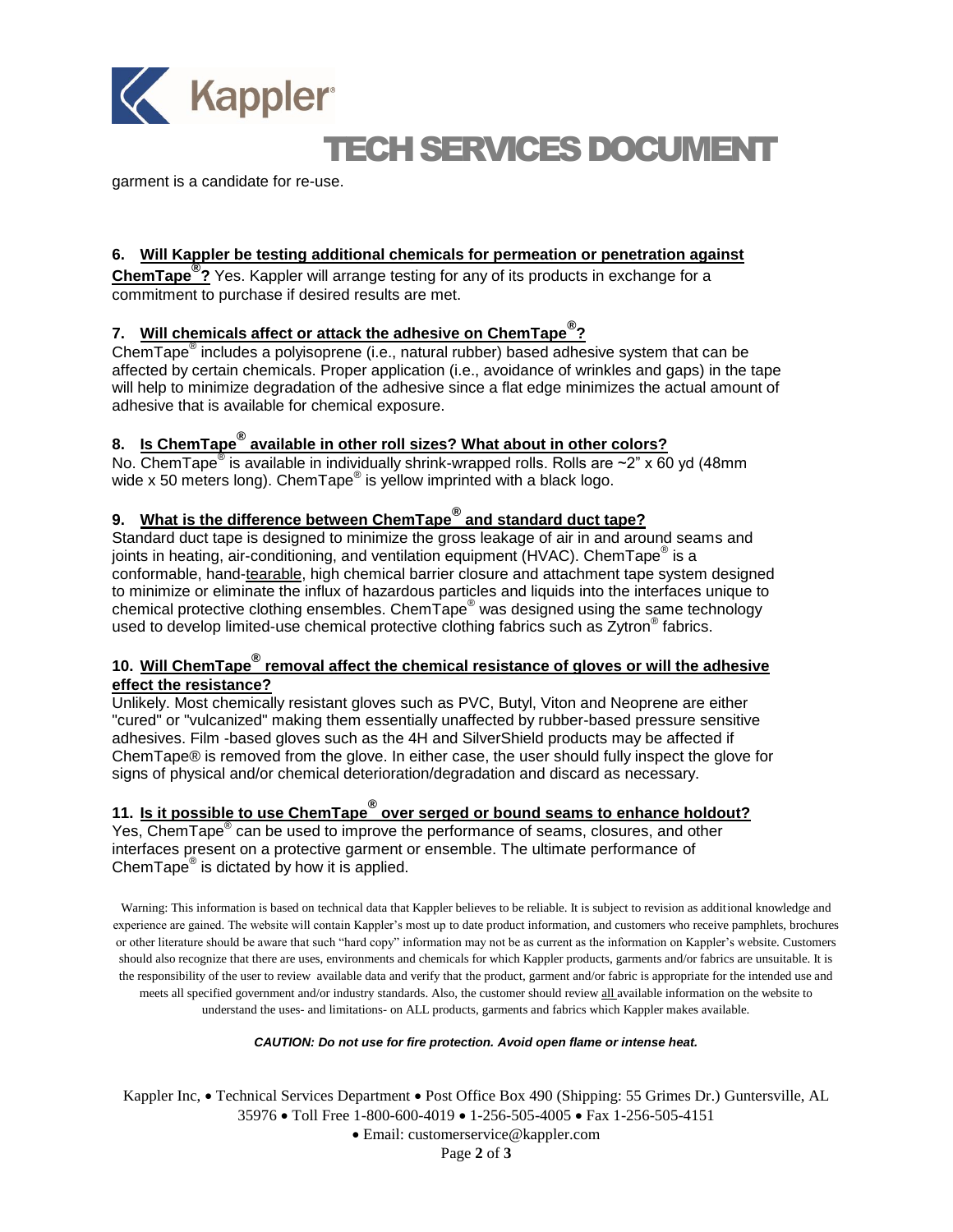garment is a candidate for re-use.

**6. Will Kappler be testing additional chemicals for permeation or penetration against ChemTape®?** Yes. Kappler will arrange testing for any of its products in exchange for a commitment to purchase if desired results are met.

**7. Will chemicals affect or attack the adhesive on ChemTape®?**

ChemTape® includes a polyisoprene (i.e., natural rubber) based adhesive system that can be affected by certain chemicals. Proper application (i.e., avoidance of wrinkles and gaps) in the tape will help to minimize degradation of the adhesive since a flat edge minimizes the actual amount of adhesive that is available for chemical exposure.

**8. Is ChemTape® available in other roll sizes? What about in other colors?**

No. ChemTape® is available in individually shrink-wrapped rolls. Rolls are ~2" x 60 yd (48mm wide x 50 meters long). ChemTape® is yellow imprinted with a black logo.

**9. What is the difference between ChemTape® and standard duct tape?**

Standard duct tape is designed to minimize the gross leakage of air in and around seams and joints in heating, air-conditioning, and ventilation equipment (HVAC). ChemTape® is a conformable, hand-tearable, high chemical barrier closure and attachment tape system designed to minimize or eliminate the influx of hazardous particles and liquids into the interfaces unique to chemical protective clothing ensembles. ChemTape® was designed using the same technology used to develop limited-use chemical protective clothing fabrics such as Zytron® fabrics.

**10. Will ChemTape® removal affect the chemical resistance of gloves or will the adhesive effect the resistance?**

Unlikely. Most chemically resistant gloves such as PVC, Butyl, Viton and Neoprene are either "cured" or "vulcanized" making them essentially unaffected by rubber-based pressure sensitive adhesives. Film -based gloves such as the 4H and SilverShield products may be affected if ChemTape® is removed from the glove. In either case, the user should fully inspect the glove for signs of physical and/or chemical deterioration/degradation and discard as necessary.

**11. Is it possible to use ChemTape® over serged or bound seams to enhance holdout?**

Yes, ChemTape® can be used to improve the performance of seams, closures, and other interfaces present on a protective garment or ensemble. The ultimate performance of ChemTape® is dictated by how it is applied.

Warning: This information is based on technical data that Kappler believes to be reliable. It is subject to revision as additional knowledge and experience are gained. The website will contain Kappler's most up to date product information, and customers who receive pamphlets, brochures or other literature should be aware that such "hard copy" information may not be as current as the information on Kappler's website. Customers should also recognize that there are uses, environments and chemicals for which Kappler products, garments and/or fabrics are unsuitable. It is the responsibility of the user to review available data and verify that the product, garment and/or fabric is appropriate for the intended use and meets all specified government and/or industry standards. Also, the customer should review all available information on the website to understand the uses- and limitations- on ALL products, garments and fabrics which Kappler makes available.

***CAUTION: Do not use for fire protection. Avoid open flame or intense heat.***

Kappler Inc, • Technical Services Department • Post Office Box 490 (Shipping: 55 Grimes Dr.) Guntersville, AL 35976 • Toll Free 1-800-600-4019 • 1-256-505-4005 • Fax 1-256-505-4151 • Email: customerservice@kappler.com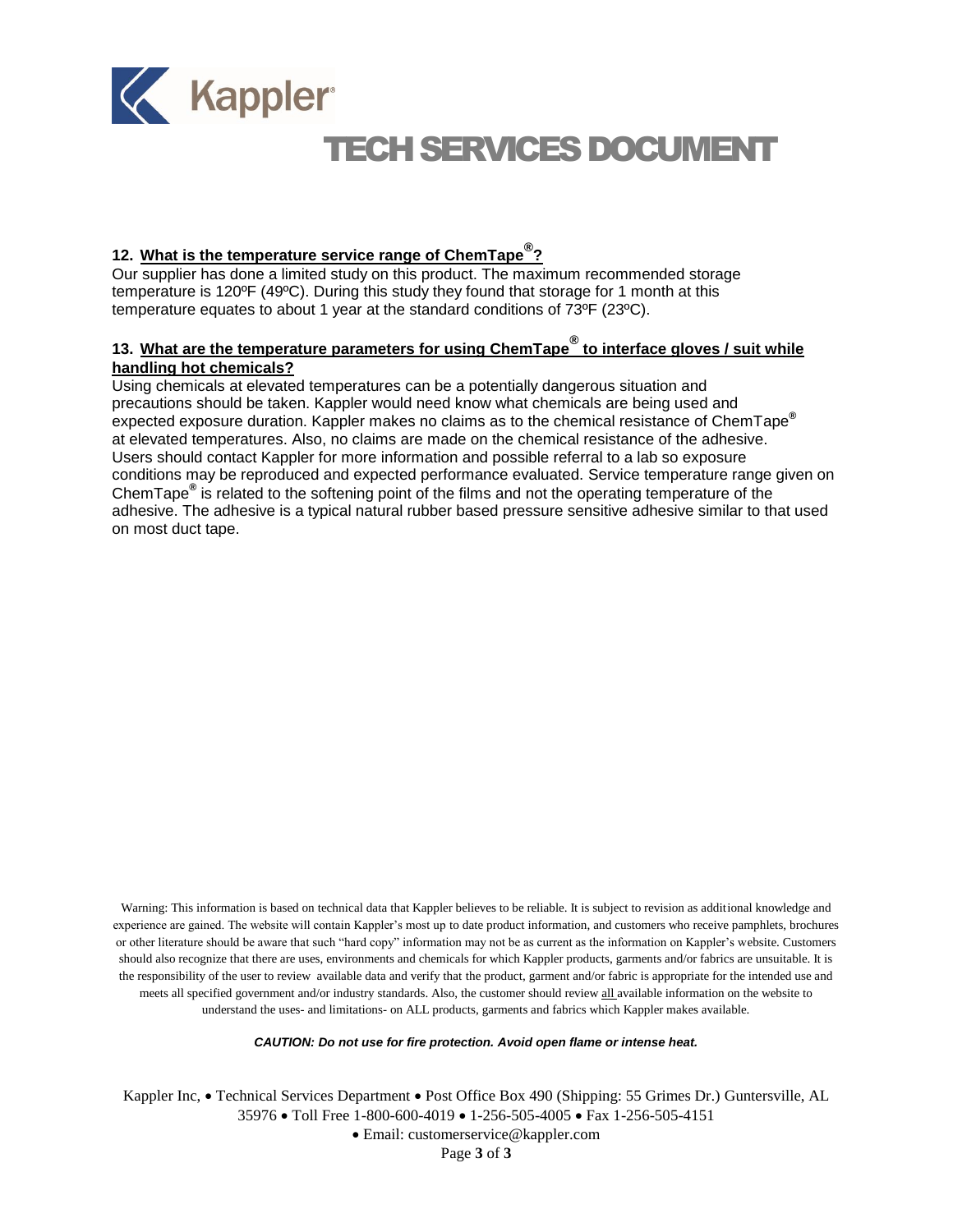**Kappler**

# TECH SERVICES DOCUMENT

**12. <u>What is the temperature service range of ChemTape®?</u>**

Our supplier has done a limited study on this product. The maximum recommended storage temperature is 120ºF (49ºC). During this study they found that storage for 1 month at this temperature equates to about 1 year at the standard conditions of 73ºF (23ºC).

**13. <u>What are the temperature parameters for using ChemTape® to interface gloves / suit while handling hot chemicals?</u>**

Using chemicals at elevated temperatures can be a potentially dangerous situation and precautions should be taken. Kappler would need know what chemicals are being used and expected exposure duration. Kappler makes no claims as to the chemical resistance of ChemTape® at elevated temperatures. Also, no claims are made on the chemical resistance of the adhesive. Users should contact Kappler for more information and possible referral to a lab so exposure conditions may be reproduced and expected performance evaluated. Service temperature range given on ChemTape® is related to the softening point of the films and not the operating temperature of the adhesive. The adhesive is a typical natural rubber based pressure sensitive adhesive similar to that used on most duct tape.

Warning: This information is based on technical data that Kappler believes to be reliable. It is subject to revision as additional knowledge and experience are gained. The website will contain Kappler's most up to date product information, and customers who receive pamphlets, brochures or other literature should be aware that such "hard copy" information may not be as current as the information on Kappler's website. Customers should also recognize that there are uses, environments and chemicals for which Kappler products, garments and/or fabrics are unsuitable. It is the responsibility of the user to review available data and verify that the product, garment and/or fabric is appropriate for the intended use and meets all specified government and/or industry standards. Also, the customer should review <u>all</u> available information on the website to understand the uses- and limitations- on ALL products, garments and fabrics which Kappler makes available.

***CAUTION: Do not use for fire protection. Avoid open flame or intense heat.***

Kappler Inc, • Technical Services Department • Post Office Box 490 (Shipping: 55 Grimes Dr.) Guntersville, AL 35976 • Toll Free 1-800-600-4019 • 1-256-505-4005 • Fax 1-256-505-4151 • Email: customerservice@kappler.com